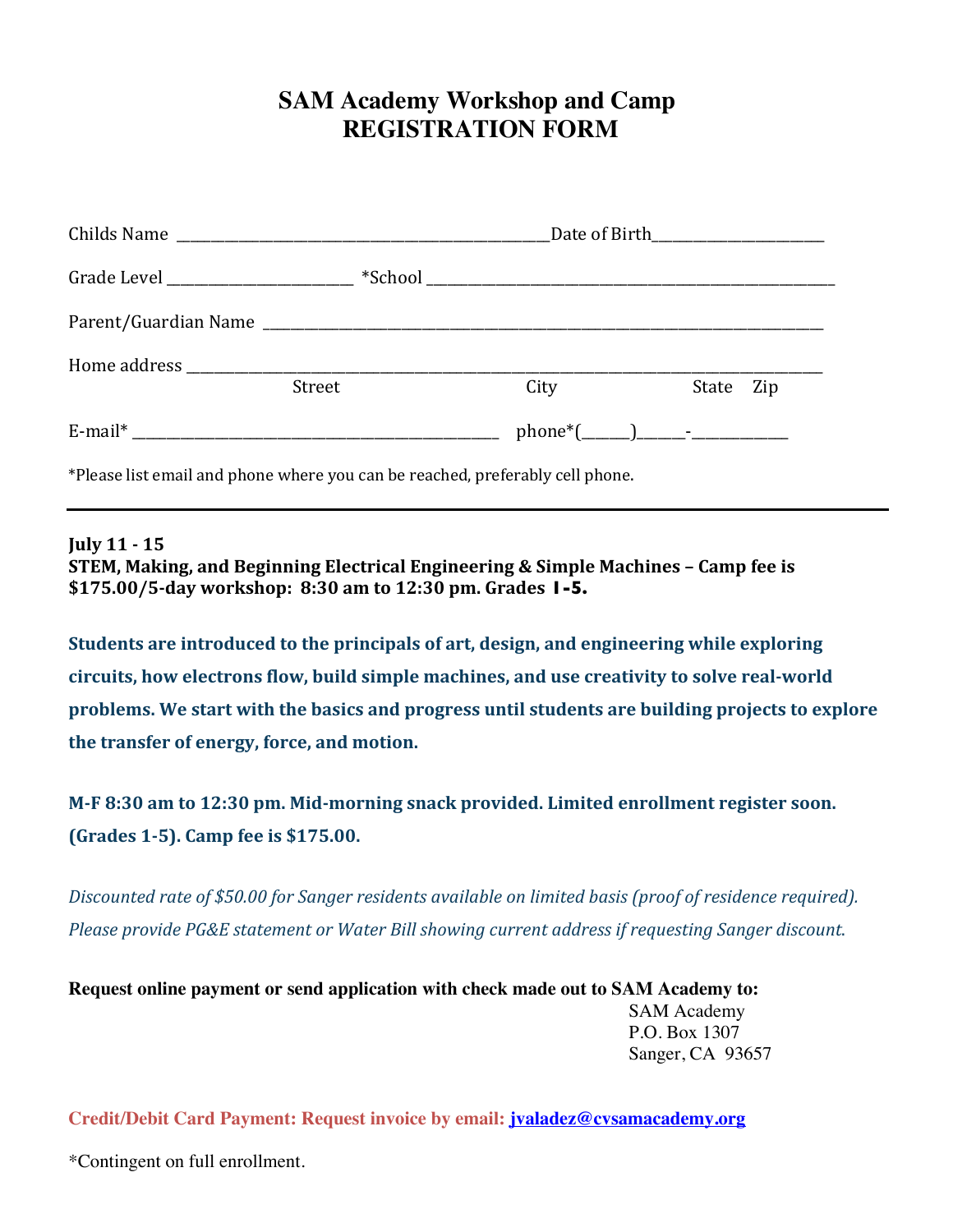# SAM Academy Workshop and Camp
# REGISTRATION FORM

Childs Name ______________________________________________Date of Birth______________________

Grade Level ________________________ *School ______________________________________________________

Parent/Guardian Name ___________________________________________________________________________

Home address ___________________________________________________________________________________
Street City State Zip

E-mail* _______________________________________________ phone*(______)______-____________

*Please list email and phone where you can be reached, preferably cell phone.

---

**July 11 - 15**
**STEM, Making, and Beginning Electrical Engineering & Simple Machines – Camp fee is $175.00/5-day workshop: 8:30 am to 12:30 pm. Grades 1-5.**

**Students are introduced to the principals of art, design, and engineering while exploring circuits, how electrons flow, build simple machines, and use creativity to solve real-world problems. We start with the basics and progress until students are building projects to explore the transfer of energy, force, and motion.**

**M-F 8:30 am to 12:30 pm. Mid-morning snack provided. Limited enrollment register soon. (Grades 1-5). Camp fee is $175.00.**

*Discounted rate of $50.00 for Sanger residents available on limited basis (proof of residence required). Please provide PG&E statement or Water Bill showing current address if requesting Sanger discount.*

**Request online payment or send application with check made out to SAM Academy to:**

SAM Academy
P.O. Box 1307
Sanger, CA 93657

**Credit/Debit Card Payment: Request invoice by email: jvaladez@cvsamacademy.org**

*Contingent on full enrollment.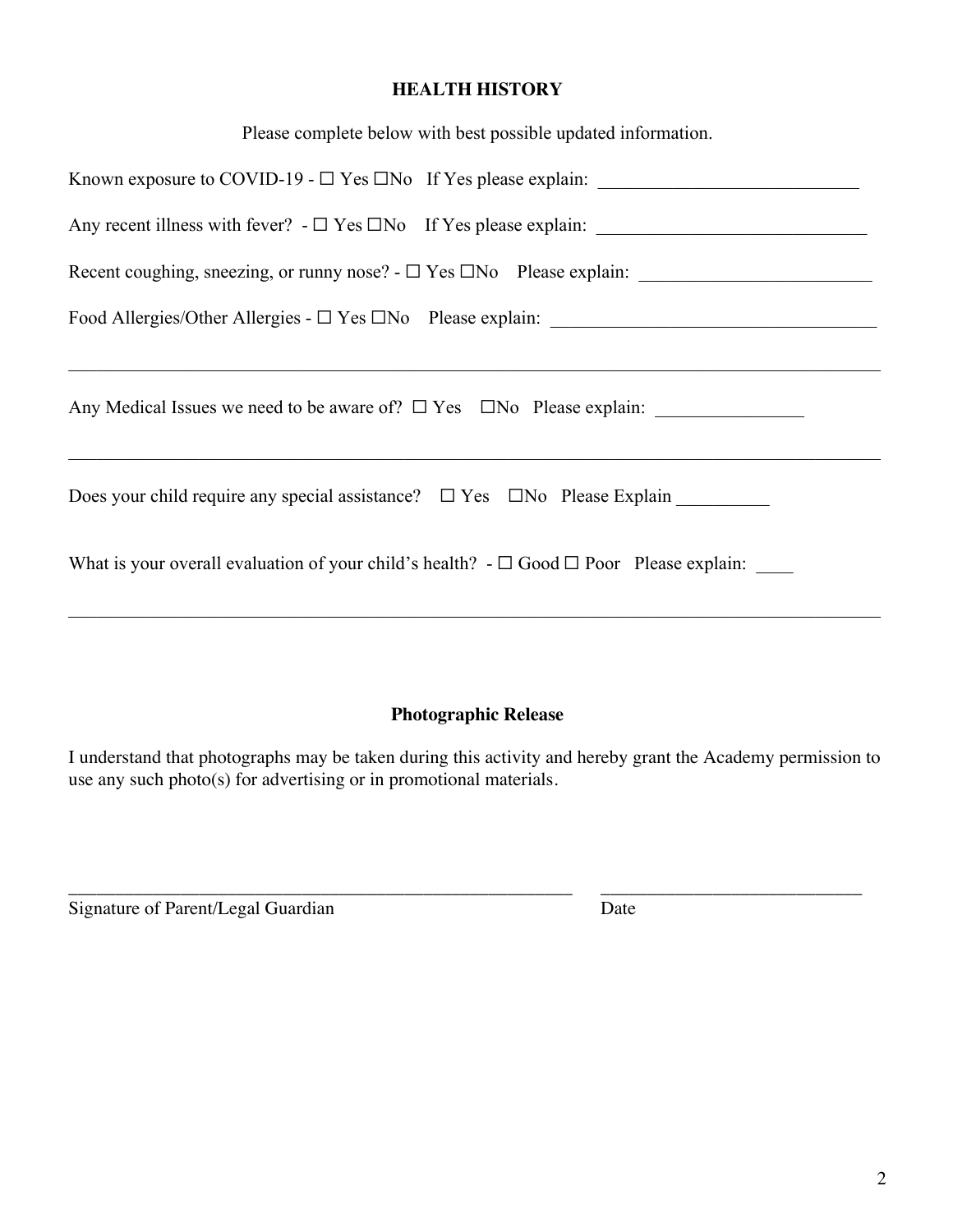**HEALTH HISTORY**

Please complete below with best possible updated information.

Known exposure to COVID-19 - ☐ Yes ☐No If Yes please explain: ____________________________

Any recent illness with fever? - ☐ Yes ☐No If Yes please explain: _____________________________

Recent coughing, sneezing, or runny nose? - ☐ Yes ☐No Please explain: _________________________

Food Allergies/Other Allergies - ☐ Yes ☐No Please explain: ___________________________________

_____________________________________________________________________________________

Any Medical Issues we need to be aware of? ☐ Yes ☐No Please explain: ________________

_____________________________________________________________________________________

Does your child require any special assistance? ☐ Yes ☐No Please Explain __________

What is your overall evaluation of your child's health? - ☐ Good ☐ Poor Please explain: ____

_____________________________________________________________________________________

**Photographic Release**

I understand that photographs may be taken during this activity and hereby grant the Academy permission to use any such photo(s) for advertising or in promotional materials.

_______________________________________________________ ____________________________

Signature of Parent/Legal Guardian Date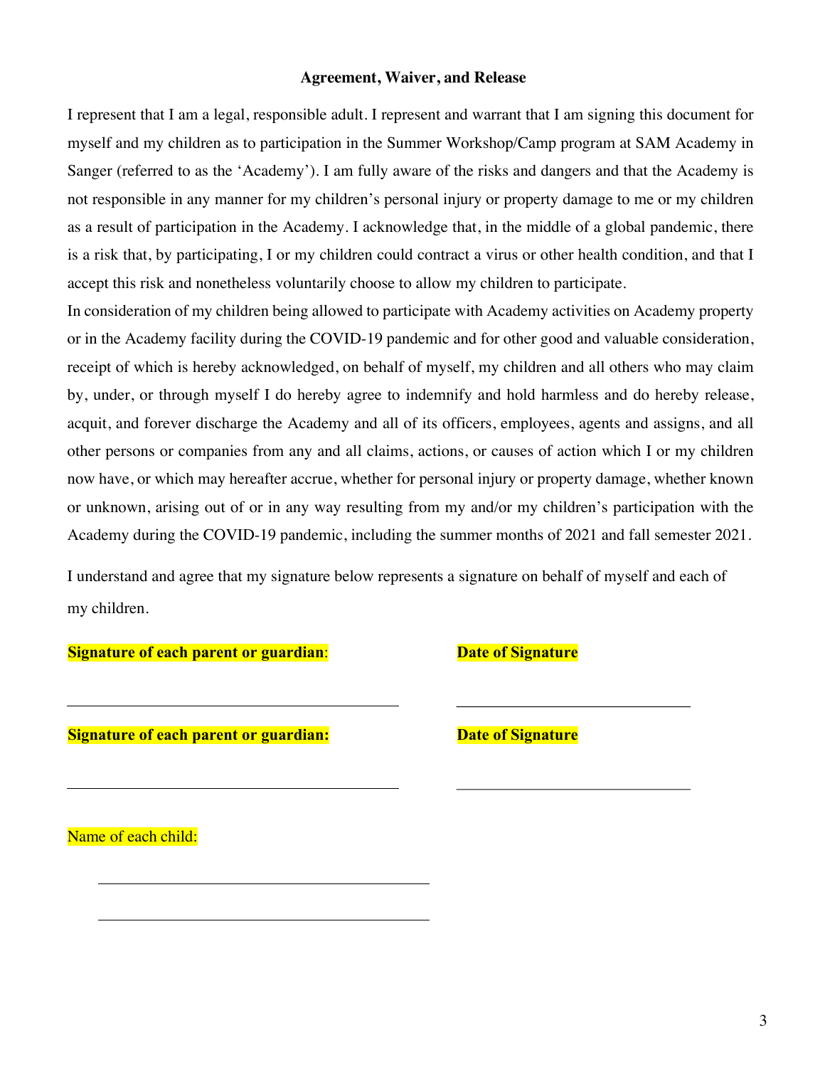**Agreement, Waiver, and Release**

I represent that I am a legal, responsible adult. I represent and warrant that I am signing this document for myself and my children as to participation in the Summer Workshop/Camp program at SAM Academy in Sanger (referred to as the 'Academy'). I am fully aware of the risks and dangers and that the Academy is not responsible in any manner for my children's personal injury or property damage to me or my children as a result of participation in the Academy. I acknowledge that, in the middle of a global pandemic, there is a risk that, by participating, I or my children could contract a virus or other health condition, and that I accept this risk and nonetheless voluntarily choose to allow my children to participate.

In consideration of my children being allowed to participate with Academy activities on Academy property or in the Academy facility during the COVID-19 pandemic and for other good and valuable consideration, receipt of which is hereby acknowledged, on behalf of myself, my children and all others who may claim by, under, or through myself I do hereby agree to indemnify and hold harmless and do hereby release, acquit, and forever discharge the Academy and all of its officers, employees, agents and assigns, and all other persons or companies from any and all claims, actions, or causes of action which I or my children now have, or which may hereafter accrue, whether for personal injury or property damage, whether known or unknown, arising out of or in any way resulting from my and/or my children's participation with the Academy during the COVID-19 pandemic, including the summer months of 2021 and fall semester 2021.

I understand and agree that my signature below represents a signature on behalf of myself and each of my children.

**Signature of each parent or guardian**: \_\_\_\_\_\_\_\_\_\_\_\_\_\_\_\_\_\_\_\_\_\_\_\_\_\_\_\_\_\_ **Date of Signature** \_\_\_\_\_\_\_\_\_\_\_\_\_\_\_\_\_\_\_\_

**Signature of each parent or guardian:** \_\_\_\_\_\_\_\_\_\_\_\_\_\_\_\_\_\_\_\_\_\_\_\_\_\_\_\_\_\_ **Date of Signature** \_\_\_\_\_\_\_\_\_\_\_\_\_\_\_\_\_\_\_\_

Name of each child:

\_\_\_\_\_\_\_\_\_\_\_\_\_\_\_\_\_\_\_\_\_\_\_\_\_\_\_\_\_\_

\_\_\_\_\_\_\_\_\_\_\_\_\_\_\_\_\_\_\_\_\_\_\_\_\_\_\_\_\_\_